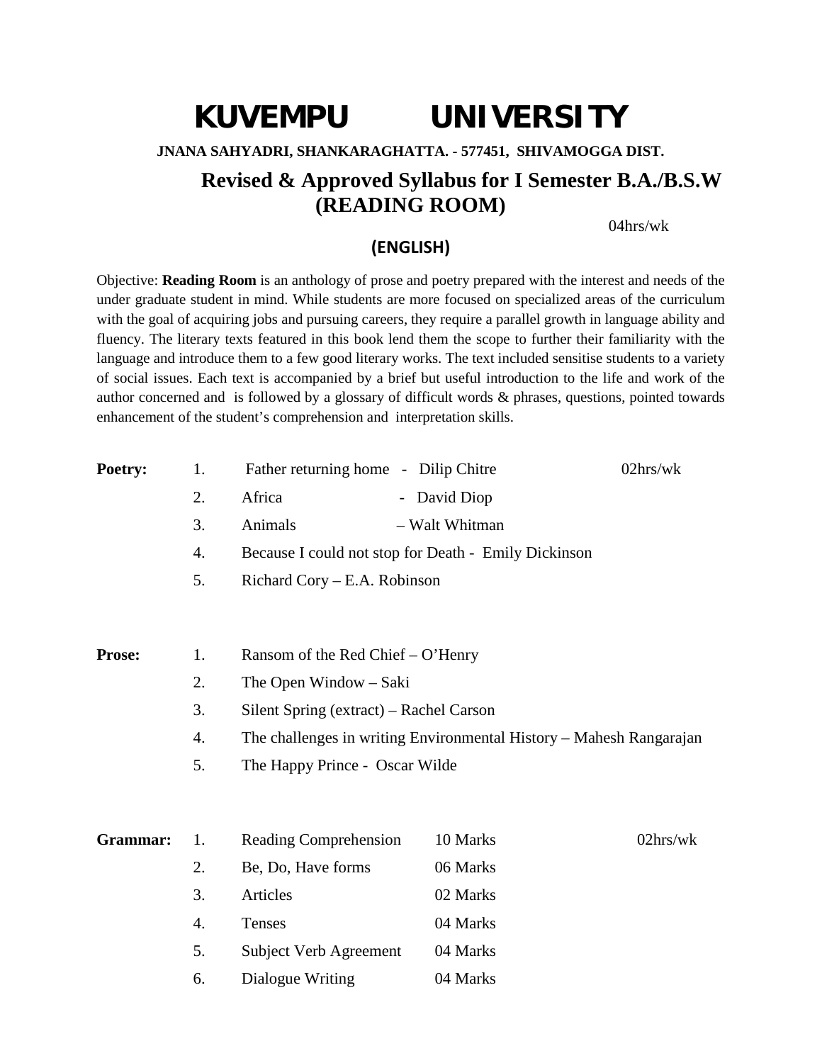# KUVEMPU UNIVERSITY

**JNANA SAHYADRI, SHANKARAGHATTA. - 577451, SHIVAMOGGA DIST.**

## Revised & Approved Syllabus for I Semester B.A./B.S.W (READING ROOM)

04hrs/wk

### (ENGLISH)

Objective: **Reading Room** is an anthology of prose and poetry prepared with the interest and needs of the under graduate student in mind. While students are more focused on specialized areas of the curriculum with the goal of acquiring jobs and pursuing careers, they require a parallel growth in language ability and fluency. The literary texts featured in this book lend them the scope to further their familiarity with the language and introduce them to a few good literary works. The text included sensitise students to a variety of social issues. Each text is accompanied by a brief but useful introduction to the life and work of the author concerned and is followed by a glossary of difficult words & phrases, questions, pointed towards enhancement of the student's comprehension and interpretation skills.

**Poetry:** 02hrs/wk

1. Father returning home - Dilip Chitre
2. Africa - David Diop
3. Animals – Walt Whitman
4. Because I could not stop for Death - Emily Dickinson
5. Richard Cory – E.A. Robinson

**Prose:**

1. Ransom of the Red Chief – O'Henry
2. The Open Window – Saki
3. Silent Spring (extract) – Rachel Carson
4. The challenges in writing Environmental History – Mahesh Rangarajan
5. The Happy Prince - Oscar Wilde

**Grammar:** 02hrs/wk

| No. | Topic | Marks |
|---|---|---|
| 1. | Reading Comprehension | 10 Marks |
| 2. | Be, Do, Have forms | 06 Marks |
| 3. | Articles | 02 Marks |
| 4. | Tenses | 04 Marks |
| 5. | Subject Verb Agreement | 04 Marks |
| 6. | Dialogue Writing | 04 Marks |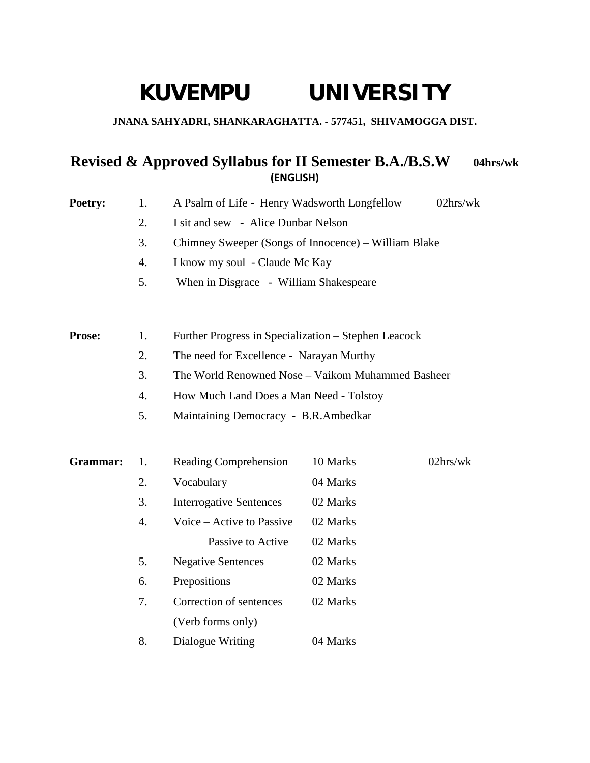# KUVEMPU UNIVERSITY

**JNANA SAHYADRI, SHANKARAGHATTA. - 577451, SHIVAMOGGA DIST.**

## Revised & Approved Syllabus for II Semester B.A./B.S.W 04hrs/wk

**(ENGLISH)**

**Poetry:** 02hrs/wk

1. A Psalm of Life - Henry Wadsworth Longfellow
2. I sit and sew - Alice Dunbar Nelson
3. Chimney Sweeper (Songs of Innocence) – William Blake
4. I know my soul - Claude Mc Kay
5. When in Disgrace - William Shakespeare

**Prose:**

1. Further Progress in Specialization – Stephen Leacock
2. The need for Excellence - Narayan Murthy
3. The World Renowned Nose – Vaikom Muhammed Basheer
4. How Much Land Does a Man Need - Tolstoy
5. Maintaining Democracy - B.R.Ambedkar

**Grammar:** 02hrs/wk

| No. | Topic | Marks |
|---|---|---|
| 1. | Reading Comprehension | 10 Marks |
| 2. | Vocabulary | 04 Marks |
| 3. | Interrogative Sentences | 02 Marks |
| 4. | Voice – Active to Passive | 02 Marks |
| | Passive to Active | 02 Marks |
| 5. | Negative Sentences | 02 Marks |
| 6. | Prepositions | 02 Marks |
| 7. | Correction of sentences (Verb forms only) | 02 Marks |
| 8. | Dialogue Writing | 04 Marks |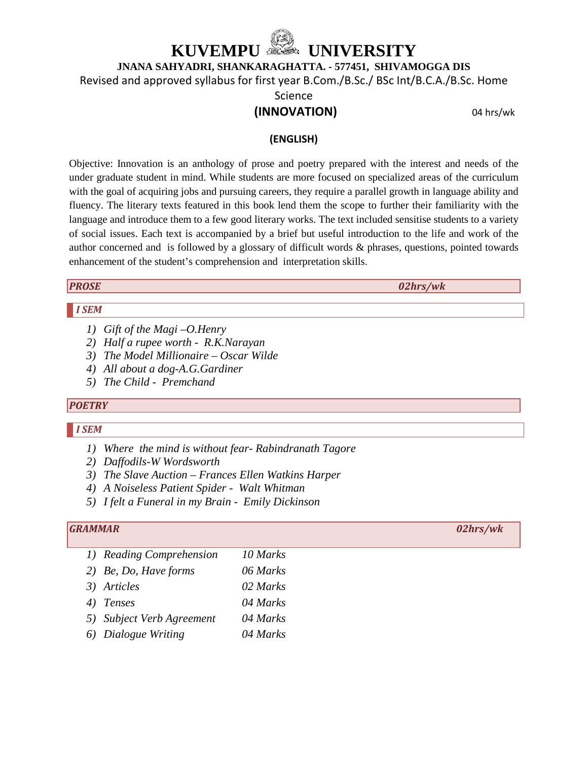# KUVEMPU UNIVERSITY

**JNANA SAHYADRI, SHANKARAGHATTA. - 577451, SHIVAMOGGA DIS**

Revised and approved syllabus for first year B.Com./B.Sc./ BSc Int/B.C.A./B.Sc. Home Science

## (INNOVATION)

04 hrs/wk

### (ENGLISH)

Objective: Innovation is an anthology of prose and poetry prepared with the interest and needs of the under graduate student in mind. While students are more focused on specialized areas of the curriculum with the goal of acquiring jobs and pursuing careers, they require a parallel growth in language ability and fluency. The literary texts featured in this book lend them the scope to further their familiarity with the language and introduce them to a few good literary works. The text included sensitise students to a variety of social issues. Each text is accompanied by a brief but useful introduction to the life and work of the author concerned and is followed by a glossary of difficult words & phrases, questions, pointed towards enhancement of the student's comprehension and interpretation skills.

***PROSE*** ***02hrs/wk***

***I SEM***

1) *Gift of the Magi –O.Henry*
2) *Half a rupee worth - R.K.Narayan*
3) *The Model Millionaire – Oscar Wilde*
4) *All about a dog-A.G.Gardiner*
5) *The Child - Premchand*

***POETRY***

***I SEM***

1) *Where the mind is without fear- Rabindranath Tagore*
2) *Daffodils-W Wordsworth*
3) *The Slave Auction – Frances Ellen Watkins Harper*
4) *A Noiseless Patient Spider - Walt Whitman*
5) *I felt a Funeral in my Brain - Emily Dickinson*

***GRAMMAR*** ***02hrs/wk***

| | |
|---|---|
| 1) *Reading Comprehension* | *10 Marks* |
| 2) *Be, Do, Have forms* | *06 Marks* |
| 3) *Articles* | *02 Marks* |
| 4) *Tenses* | *04 Marks* |
| 5) *Subject Verb Agreement* | *04 Marks* |
| 6) *Dialogue Writing* | *04 Marks* |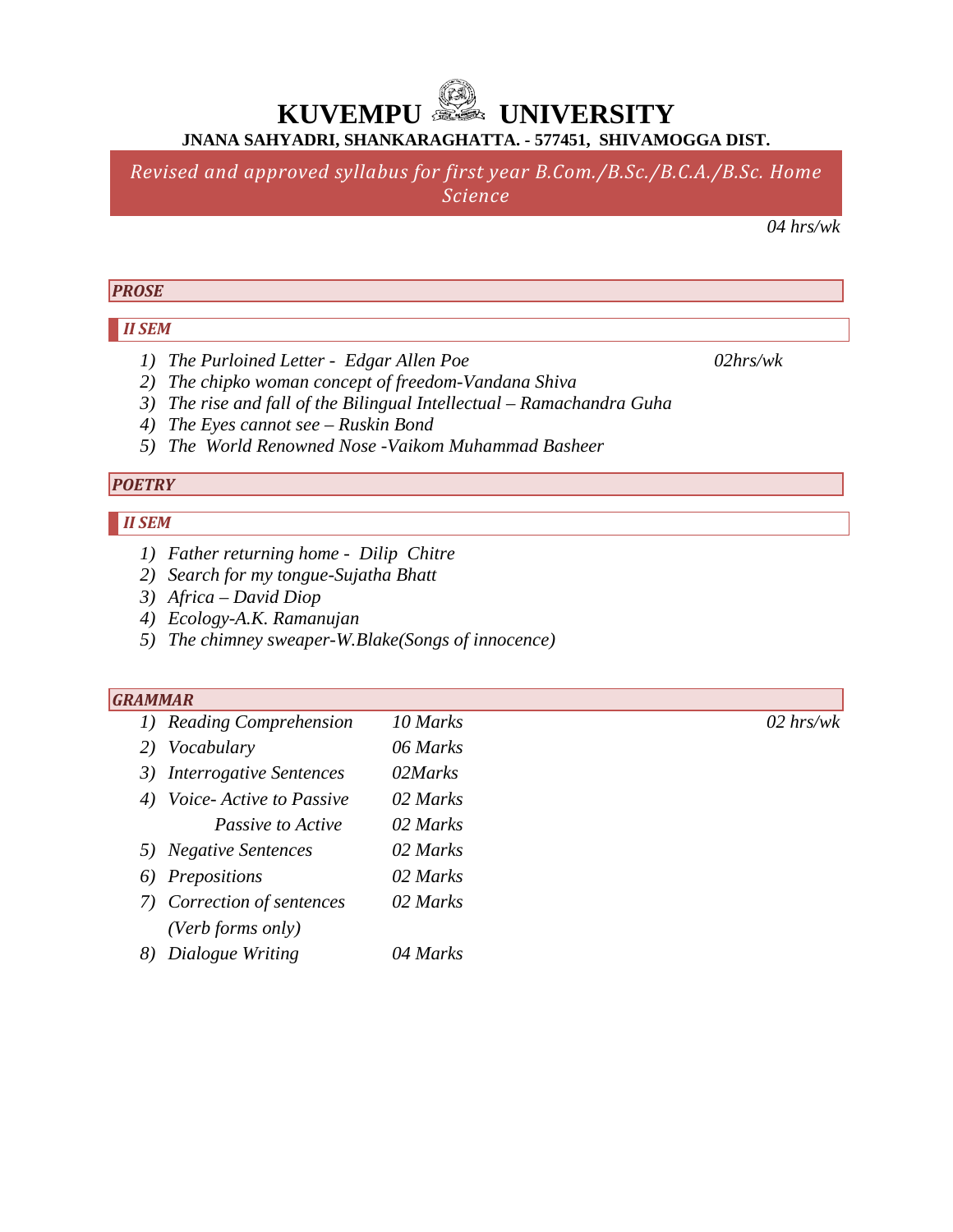# KUVEMPU UNIVERSITY

**JNANA SAHYADRI, SHANKARAGHATTA. - 577451, SHIVAMOGGA DIST.**

*Revised and approved syllabus for first year B.Com./B.Sc./B.C.A./B.Sc. Home Science*

*04 hrs/wk*

## *PROSE*

### *II SEM*

1) *The Purloined Letter - Edgar Allen Poe* — *02hrs/wk*
2) *The chipko woman concept of freedom-Vandana Shiva*
3) *The rise and fall of the Bilingual Intellectual – Ramachandra Guha*
4) *The Eyes cannot see – Ruskin Bond*
5) *The World Renowned Nose -Vaikom Muhammad Basheer*

## *POETRY*

### *II SEM*

1) *Father returning home - Dilip Chitre*
2) *Search for my tongue-Sujatha Bhatt*
3) *Africa – David Diop*
4) *Ecology-A.K. Ramanujan*
5) *The chimney sweaper-W.Blake(Songs of innocence)*

## *GRAMMAR*

*02 hrs/wk*

| | |
|---|---|
| 1) *Reading Comprehension* | *10 Marks* |
| 2) *Vocabulary* | *06 Marks* |
| 3) *Interrogative Sentences* | *02Marks* |
| 4) *Voice- Active to Passive* | *02 Marks* |
| *Passive to Active* | *02 Marks* |
| 5) *Negative Sentences* | *02 Marks* |
| 6) *Prepositions* | *02 Marks* |
| 7) *Correction of sentences (Verb forms only)* | *02 Marks* |
| 8) *Dialogue Writing* | *04 Marks* |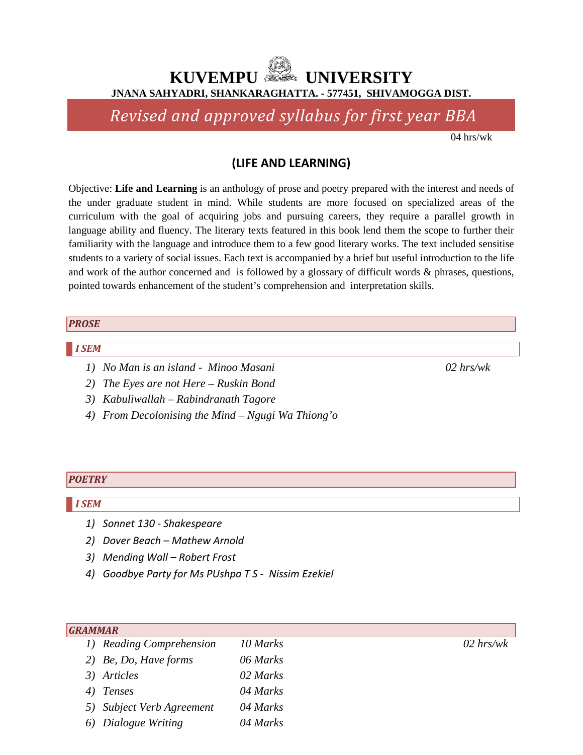# KUVEMPU UNIVERSITY

**JNANA SAHYADRI, SHANKARAGHATTA. - 577451, SHIVAMOGGA DIST.**

## *Revised and approved syllabus for first year BBA*

04 hrs/wk

## (LIFE AND LEARNING)

Objective: **Life and Learning** is an anthology of prose and poetry prepared with the interest and needs of the under graduate student in mind. While students are more focused on specialized areas of the curriculum with the goal of acquiring jobs and pursuing careers, they require a parallel growth in language ability and fluency. The literary texts featured in this book lend them the scope to further their familiarity with the language and introduce them to a few good literary works. The text included sensitise students to a variety of social issues. Each text is accompanied by a brief but useful introduction to the life and work of the author concerned and is followed by a glossary of difficult words & phrases, questions, pointed towards enhancement of the student's comprehension and interpretation skills.

### *PROSE*

#### *I SEM*

1) *No Man is an island - Minoo Masani* — *02 hrs/wk*
2) *The Eyes are not Here – Ruskin Bond*
3) *Kabuliwallah – Rabindranath Tagore*
4) *From Decolonising the Mind – Ngugi Wa Thiong'o*

### *POETRY*

#### *I SEM*

1) *Sonnet 130 - Shakespeare*
2) *Dover Beach – Mathew Arnold*
3) *Mending Wall – Robert Frost*
4) *Goodbye Party for Ms PUshpa T S - Nissim Ezekiel*

### *GRAMMAR*

*02 hrs/wk*

| | Topic | Marks |
|---|---|---|
| 1) | *Reading Comprehension* | *10 Marks* |
| 2) | *Be, Do, Have forms* | *06 Marks* |
| 3) | *Articles* | *02 Marks* |
| 4) | *Tenses* | *04 Marks* |
| 5) | *Subject Verb Agreement* | *04 Marks* |
| 6) | *Dialogue Writing* | *04 Marks* |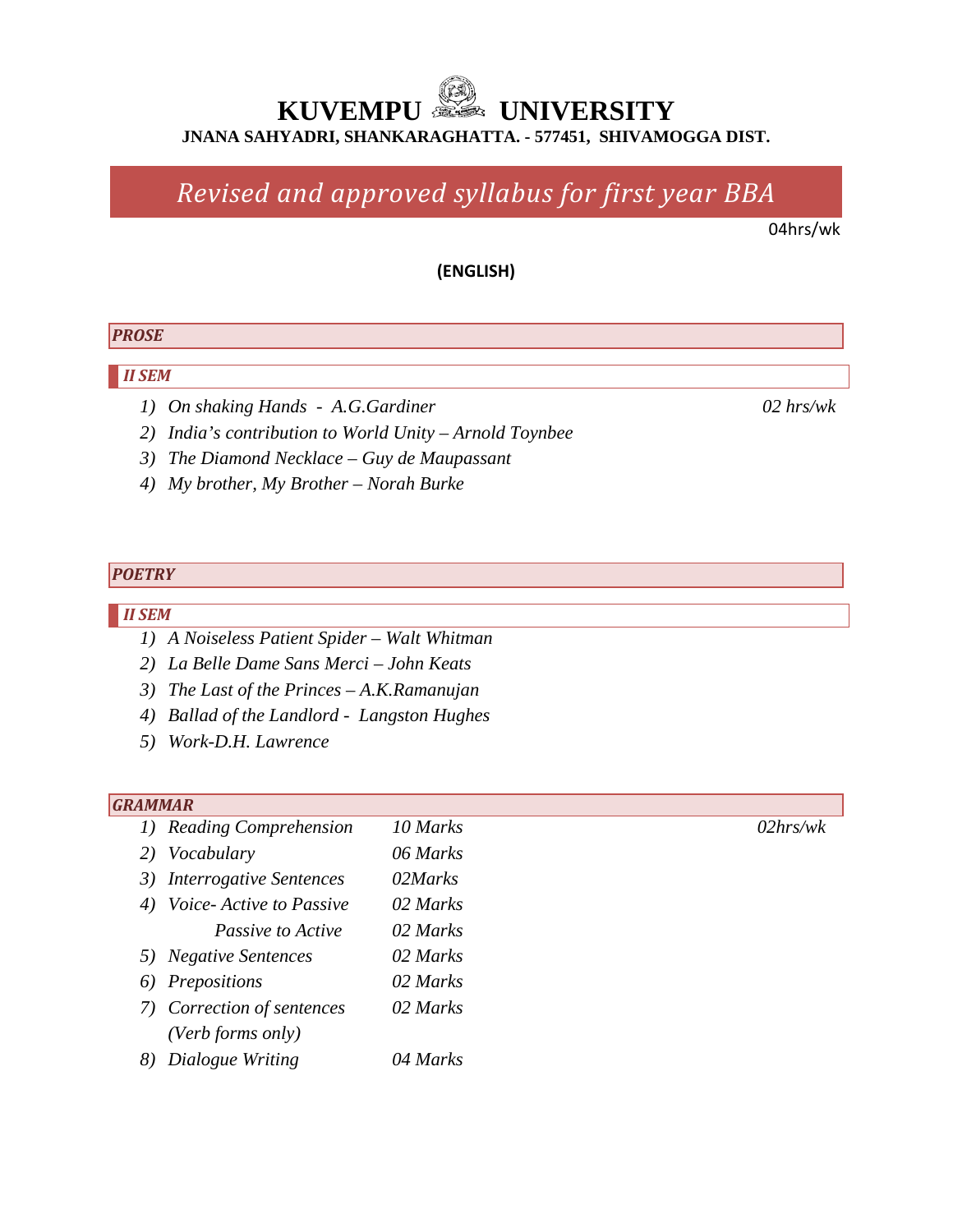# KUVEMPU UNIVERSITY

**JNANA SAHYADRI, SHANKARAGHATTA. - 577451, SHIVAMOGGA DIST.**

## *Revised and approved syllabus for first year BBA*

04hrs/wk

**(ENGLISH)**

### *PROSE*

#### *II SEM*

1) *On shaking Hands - A.G.Gardiner* *02 hrs/wk*
2) *India's contribution to World Unity – Arnold Toynbee*
3) *The Diamond Necklace – Guy de Maupassant*
4) *My brother, My Brother – Norah Burke*

### *POETRY*

#### *II SEM*

1) *A Noiseless Patient Spider – Walt Whitman*
2) *La Belle Dame Sans Merci – John Keats*
3) *The Last of the Princes – A.K.Ramanujan*
4) *Ballad of the Landlord - Langston Hughes*
5) *Work-D.H. Lawrence*

### *GRAMMAR*

*02hrs/wk*

| | | |
|---|---|---|
| 1) | *Reading Comprehension* | *10 Marks* |
| 2) | *Vocabulary* | *06 Marks* |
| 3) | *Interrogative Sentences* | *02Marks* |
| 4) | *Voice- Active to Passive* | *02 Marks* |
| | *Passive to Active* | *02 Marks* |
| 5) | *Negative Sentences* | *02 Marks* |
| 6) | *Prepositions* | *02 Marks* |
| 7) | *Correction of sentences (Verb forms only)* | *02 Marks* |
| 8) | *Dialogue Writing* | *04 Marks* |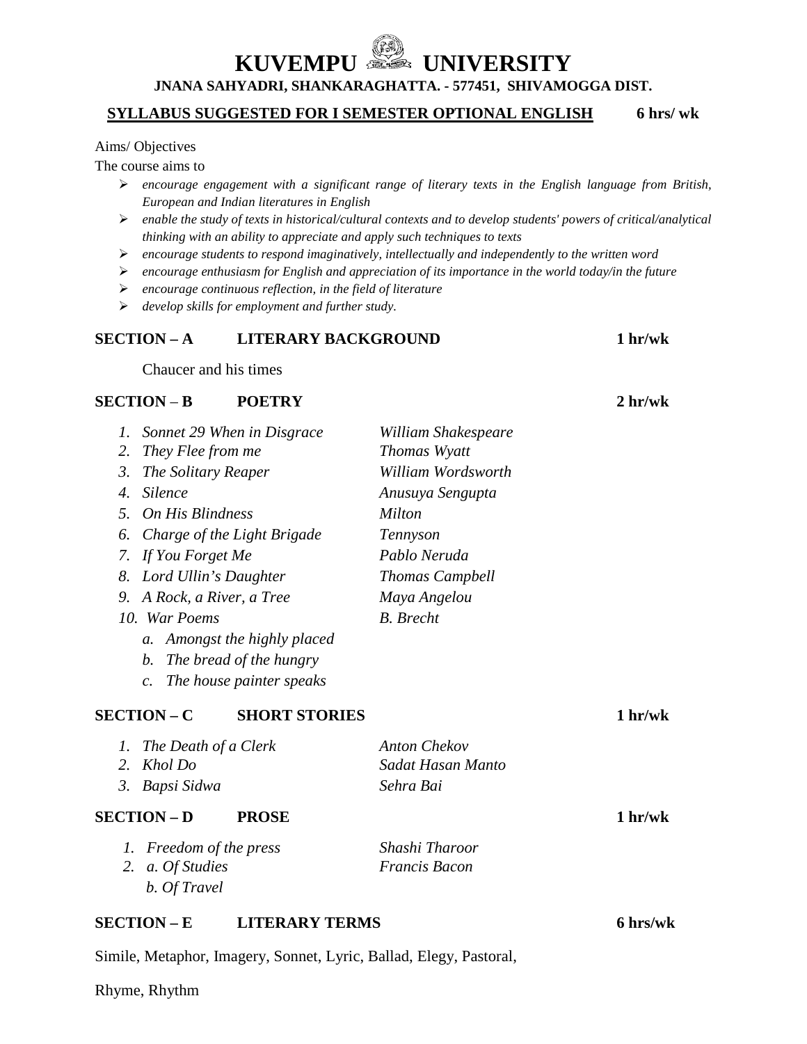# KUVEMPU UNIVERSITY

**JNANA SAHYADRI, SHANKARAGHATTA. - 577451, SHIVAMOGGA DIST.**

**SYLLABUS SUGGESTED FOR I SEMESTER OPTIONAL ENGLISH** **6 hrs/ wk**

Aims/ Objectives

The course aims to

- *encourage engagement with a significant range of literary texts in the English language from British, European and Indian literatures in English*
- *enable the study of texts in historical/cultural contexts and to develop students' powers of critical/analytical thinking with an ability to appreciate and apply such techniques to texts*
- *encourage students to respond imaginatively, intellectually and independently to the written word*
- *encourage enthusiasm for English and appreciation of its importance in the world today/in the future*
- *encourage continuous reflection, in the field of literature*
- *develop skills for employment and further study.*

## SECTION – A LITERARY BACKGROUND 1 hr/wk

Chaucer and his times

## SECTION – B POETRY 2 hr/wk

1. *Sonnet 29 When in Disgrace* — *William Shakespeare*
2. *They Flee from me* — *Thomas Wyatt*
3. *The Solitary Reaper* — *William Wordsworth*
4. *Silence* — *Anusuya Sengupta*
5. *On His Blindness* — *Milton*
6. *Charge of the Light Brigade* — *Tennyson*
7. *If You Forget Me* — *Pablo Neruda*
8. *Lord Ullin's Daughter* — *Thomas Campbell*
9. *A Rock, a River, a Tree* — *Maya Angelou*
10. *War Poems* — *B. Brecht*
    a. *Amongst the highly placed*
    b. *The bread of the hungry*
    c. *The house painter speaks*

## SECTION – C SHORT STORIES 1 hr/wk

1. *The Death of a Clerk* — *Anton Chekov*
2. *Khol Do* — *Sadat Hasan Manto*
3. *Bapsi Sidwa* — *Sehra Bai*

## SECTION – D PROSE 1 hr/wk

1. *Freedom of the press* — *Shashi Tharoor*
2. *a. Of Studies* — *Francis Bacon*
   *b. Of Travel*

## SECTION – E LITERARY TERMS 6 hrs/wk

Simile, Metaphor, Imagery, Sonnet, Lyric, Ballad, Elegy, Pastoral,

Rhyme, Rhythm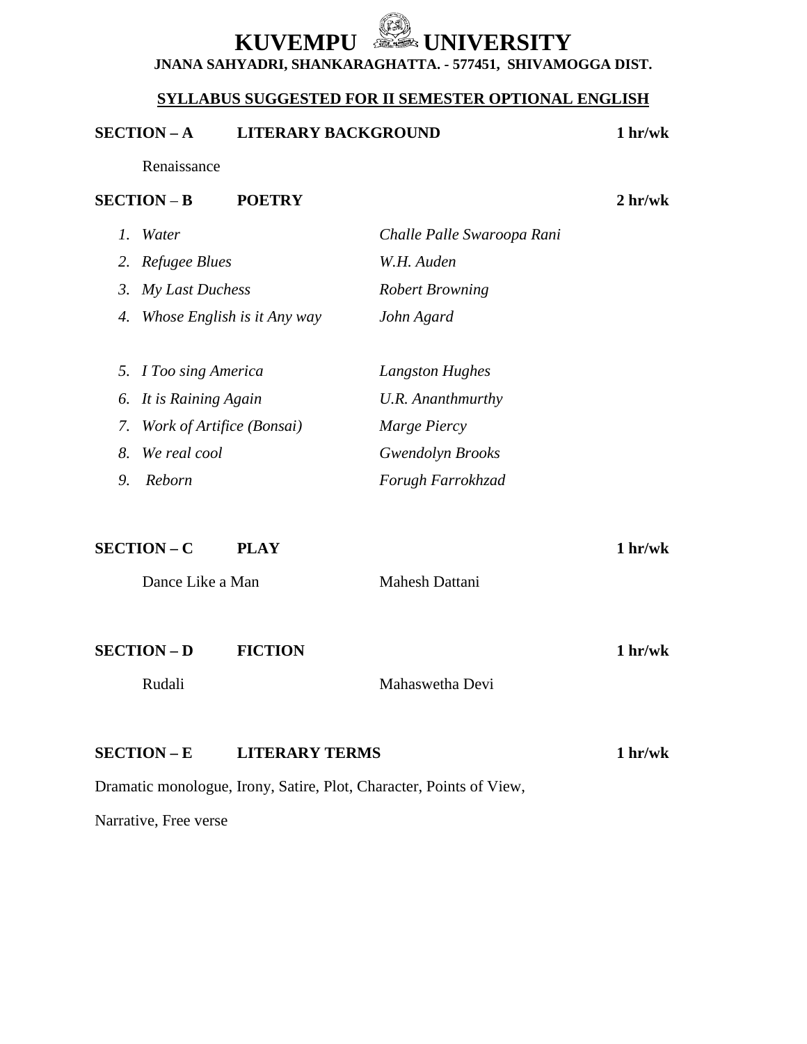# KUVEMPU UNIVERSITY

**JNANA SAHYADRI, SHANKARAGHATTA. - 577451, SHIVAMOGGA DIST.**

## SYLLABUS SUGGESTED FOR II SEMESTER OPTIONAL ENGLISH

**SECTION – A LITERARY BACKGROUND** **1 hr/wk**

Renaissance

**SECTION – B POETRY** **2 hr/wk**

1. *Water* — *Challe Palle Swaroopa Rani*
2. *Refugee Blues* — *W.H. Auden*
3. *My Last Duchess* — *Robert Browning*
4. *Whose English is it Any way* — *John Agard*
5. *I Too sing America* — *Langston Hughes*
6. *It is Raining Again* — *U.R. Ananthmurthy*
7. *Work of Artifice (Bonsai)* — *Marge Piercy*
8. *We real cool* — *Gwendolyn Brooks*
9. *Reborn* — *Forugh Farrokhzad*

**SECTION – C PLAY** **1 hr/wk**

Dance Like a Man — Mahesh Dattani

**SECTION – D FICTION** **1 hr/wk**

Rudali — Mahaswetha Devi

**SECTION – E LITERARY TERMS** **1 hr/wk**

Dramatic monologue, Irony, Satire, Plot, Character, Points of View, Narrative, Free verse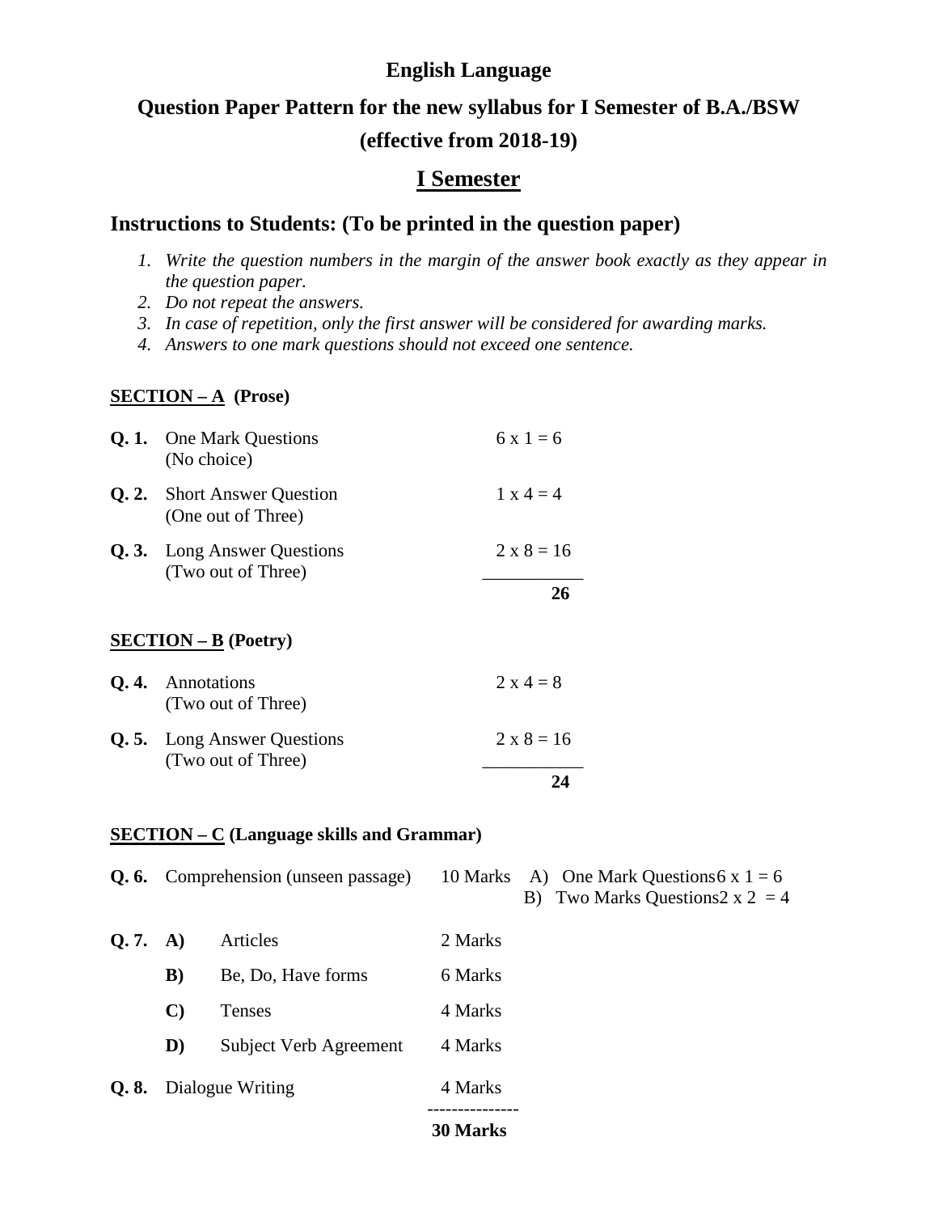# English Language

## Question Paper Pattern for the new syllabus for I Semester of B.A./BSW (effective from 2018-19)

## I Semester

### Instructions to Students: (To be printed in the question paper)

1. *Write the question numbers in the margin of the answer book exactly as they appear in the question paper.*
2. *Do not repeat the answers.*
3. *In case of repetition, only the first answer will be considered for awarding marks.*
4. *Answers to one mark questions should not exceed one sentence.*

**SECTION – A (Prose)**

| | | |
|---|---|---|
| **Q. 1.** | One Mark Questions (No choice) | 6 x 1 = 6 |
| **Q. 2.** | Short Answer Question (One out of Three) | 1 x 4 = 4 |
| **Q. 3.** | Long Answer Questions (Two out of Three) | 2 x 8 = 16 |
| | | **26** |

**SECTION – B (Poetry)**

| | | |
|---|---|---|
| **Q. 4.** | Annotations (Two out of Three) | 2 x 4 = 8 |
| **Q. 5.** | Long Answer Questions (Two out of Three) | 2 x 8 = 16 |
| | | **24** |

**SECTION – C (Language skills and Grammar)**

**Q. 6.** Comprehension (unseen passage) — 10 Marks
- A) One Mark Questions 6 x 1 = 6
- B) Two Marks Questions 2 x 2 = 4

| | | | |
|---|---|---|---|
| **Q. 7.** | **A)** | Articles | 2 Marks |
| | **B)** | Be, Do, Have forms | 6 Marks |
| | **C)** | Tenses | 4 Marks |
| | **D)** | Subject Verb Agreement | 4 Marks |
| **Q. 8.** | | Dialogue Writing | 4 Marks |
| | | | **30 Marks** |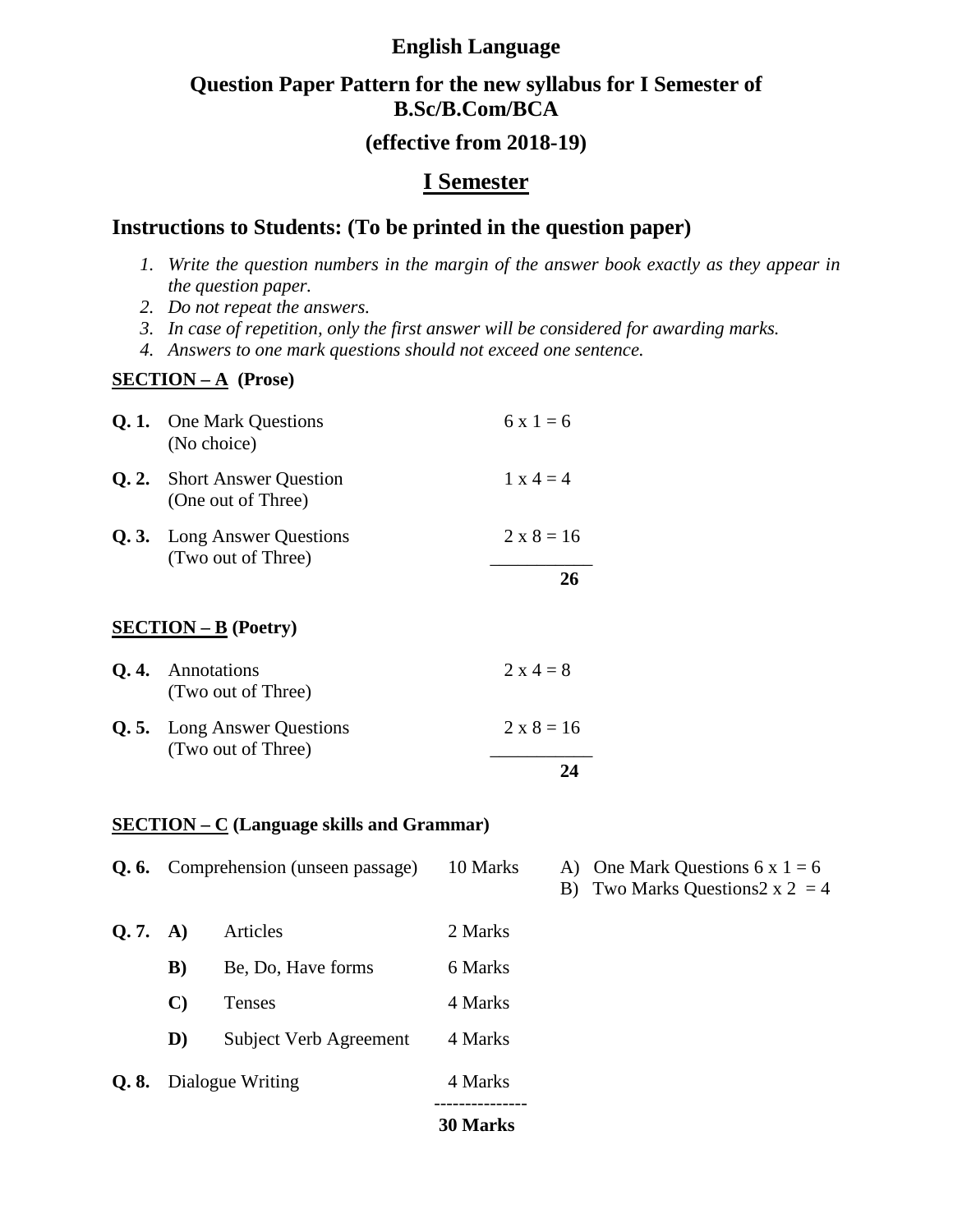# English Language

## Question Paper Pattern for the new syllabus for I Semester of B.Sc/B.Com/BCA

## (effective from 2018-19)

## I Semester

### Instructions to Students: (To be printed in the question paper)

1. *Write the question numbers in the margin of the answer book exactly as they appear in the question paper.*
2. *Do not repeat the answers.*
3. *In case of repetition, only the first answer will be considered for awarding marks.*
4. *Answers to one mark questions should not exceed one sentence.*

**SECTION – A (Prose)**

| | | |
|---|---|---|
| **Q. 1.** | One Mark Questions (No choice) | 6 x 1 = 6 |
| **Q. 2.** | Short Answer Question (One out of Three) | 1 x 4 = 4 |
| **Q. 3.** | Long Answer Questions (Two out of Three) | 2 x 8 = 16 |
| | | **26** |

**SECTION – B (Poetry)**

| | | |
|---|---|---|
| **Q. 4.** | Annotations (Two out of Three) | 2 x 4 = 8 |
| **Q. 5.** | Long Answer Questions (Two out of Three) | 2 x 8 = 16 |
| | | **24** |

**SECTION – C (Language skills and Grammar)**

| | | | | |
|---|---|---|---|---|
| **Q. 6.** | | Comprehension (unseen passage) | 10 Marks | A) One Mark Questions 6 x 1 = 6<br>B) Two Marks Questions2 x 2 = 4 |
| **Q. 7.** | **A)** | Articles | 2 Marks | |
| | **B)** | Be, Do, Have forms | 6 Marks | |
| | **C)** | Tenses | 4 Marks | |
| | **D)** | Subject Verb Agreement | 4 Marks | |
| **Q. 8.** | | Dialogue Writing | 4 Marks | |
| | | | **30 Marks** | |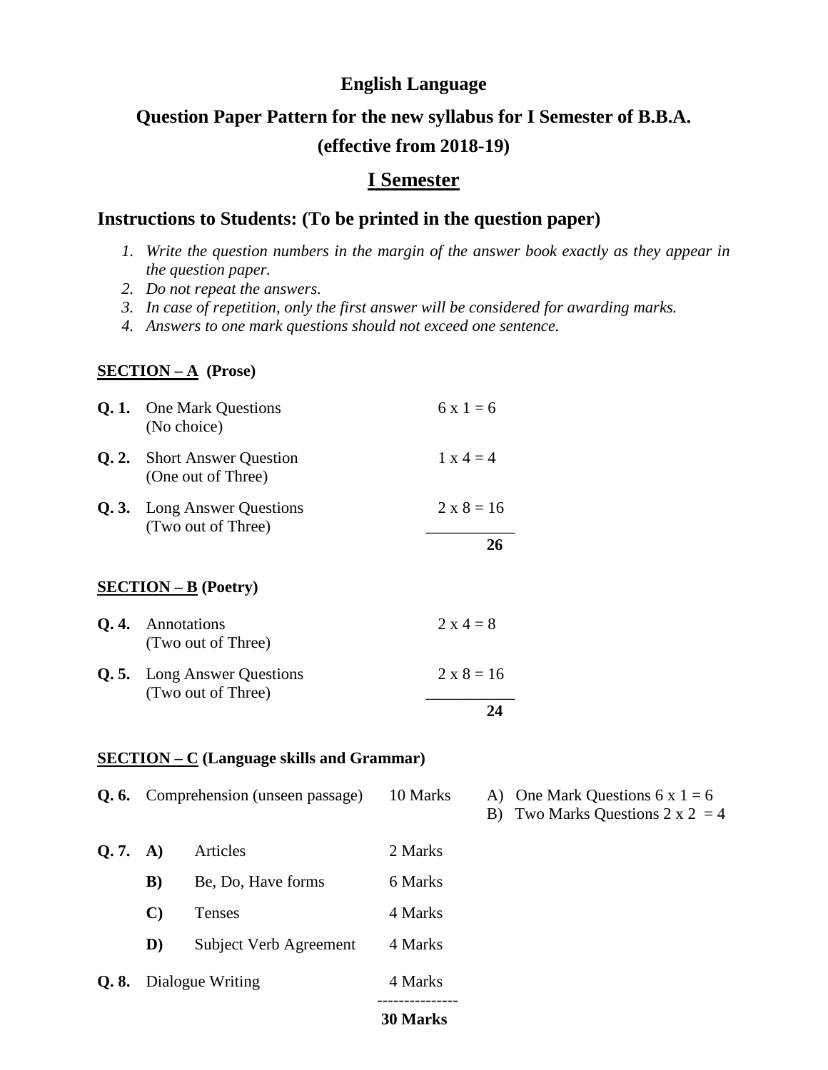# English Language

## Question Paper Pattern for the new syllabus for I Semester of B.B.A.

## (effective from 2018-19)

## <u>I Semester</u>

### Instructions to Students: (To be printed in the question paper)

1. *Write the question numbers in the margin of the answer book exactly as they appear in the question paper.*
2. *Do not repeat the answers.*
3. *In case of repetition, only the first answer will be considered for awarding marks.*
4. *Answers to one mark questions should not exceed one sentence.*

**<u>SECTION – A</u> (Prose)**

| | | |
|---|---|---|
| **Q. 1.** | One Mark Questions (No choice) | 6 x 1 = 6 |
| **Q. 2.** | Short Answer Question (One out of Three) | 1 x 4 = 4 |
| **Q. 3.** | Long Answer Questions (Two out of Three) | 2 x 8 = 16 |
| | | **26** |

**<u>SECTION – B</u> (Poetry)**

| | | |
|---|---|---|
| **Q. 4.** | Annotations (Two out of Three) | 2 x 4 = 8 |
| **Q. 5.** | Long Answer Questions (Two out of Three) | 2 x 8 = 16 |
| | | **24** |

**<u>SECTION – C</u> (Language skills and Grammar)**

| | | | | |
|---|---|---|---|---|
| **Q. 6.** | | Comprehension (unseen passage) | 10 Marks | A) One Mark Questions 6 x 1 = 6<br>B) Two Marks Questions 2 x 2 = 4 |
| **Q. 7.** | **A)** | Articles | 2 Marks | |
| | **B)** | Be, Do, Have forms | 6 Marks | |
| | **C)** | Tenses | 4 Marks | |
| | **D)** | Subject Verb Agreement | 4 Marks | |
| **Q. 8.** | | Dialogue Writing | 4 Marks | |
| | | | **30 Marks** | |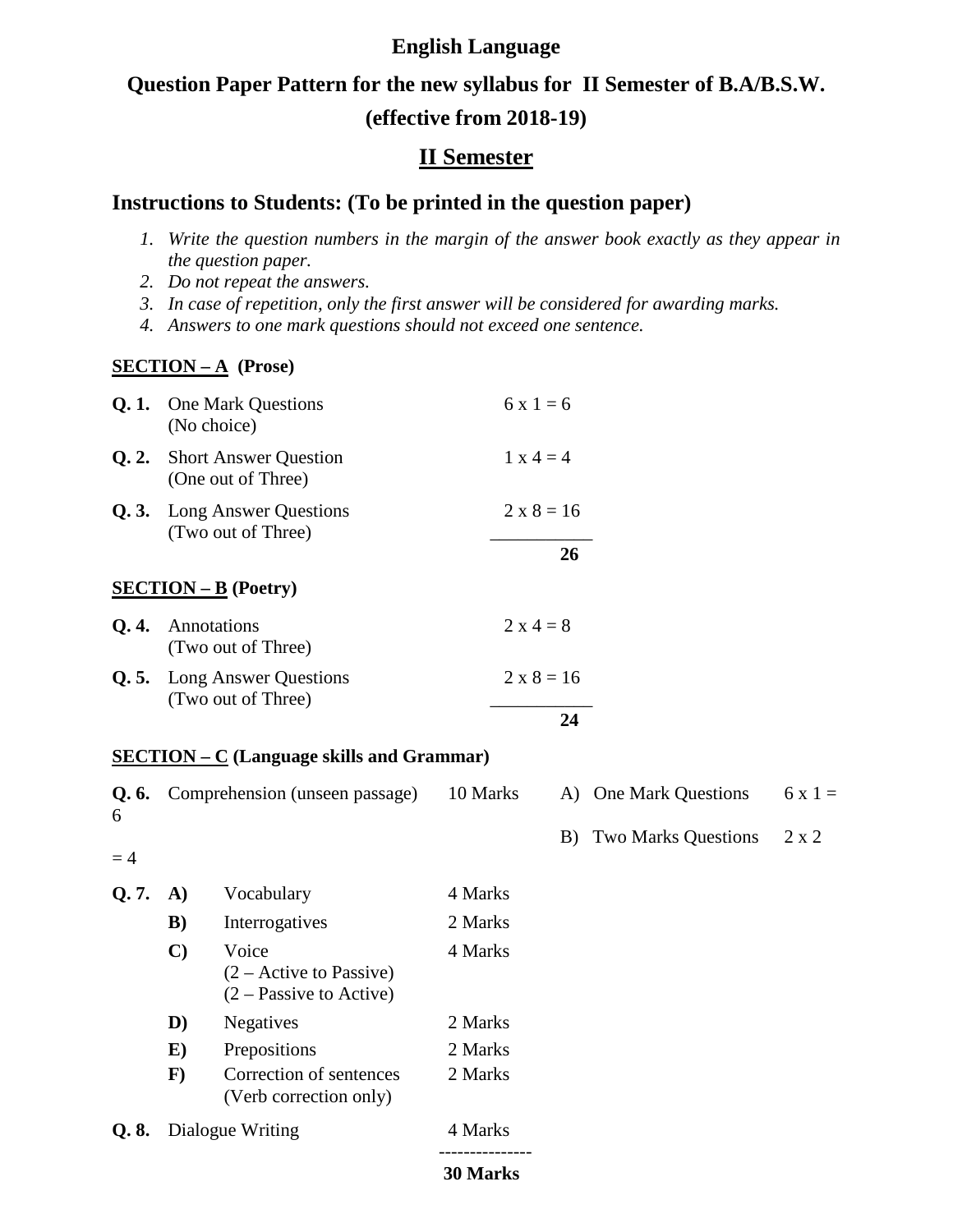# English Language

## Question Paper Pattern for the new syllabus for II Semester of B.A/B.S.W. (effective from 2018-19)

## <u>II Semester</u>

### Instructions to Students: (To be printed in the question paper)

1. *Write the question numbers in the margin of the answer book exactly as they appear in the question paper.*
2. *Do not repeat the answers.*
3. *In case of repetition, only the first answer will be considered for awarding marks.*
4. *Answers to one mark questions should not exceed one sentence.*

**<u>SECTION – A</u> (Prose)**

| | | |
|---|---|---|
| **Q. 1.** | One Mark Questions (No choice) | 6 x 1 = 6 |
| **Q. 2.** | Short Answer Question (One out of Three) | 1 x 4 = 4 |
| **Q. 3.** | Long Answer Questions (Two out of Three) | 2 x 8 = 16 |
| | | **26** |

**<u>SECTION – B</u> (Poetry)**

| | | |
|---|---|---|
| **Q. 4.** | Annotations (Two out of Three) | 2 x 4 = 8 |
| **Q. 5.** | Long Answer Questions (Two out of Three) | 2 x 8 = 16 |
| | | **24** |

**<u>SECTION – C</u> (Language skills and Grammar)**

**Q. 6.** Comprehension (unseen passage) 10 Marks
- A) One Mark Questions 6 x 1 = 6
- B) Two Marks Questions 2 x 2 = 4

| | | | |
|---|---|---|---|
| **Q. 7.** | **A)** | Vocabulary | 4 Marks |
| | **B)** | Interrogatives | 2 Marks |
| | **C)** | Voice (2 – Active to Passive) (2 – Passive to Active) | 4 Marks |
| | **D)** | Negatives | 2 Marks |
| | **E)** | Prepositions | 2 Marks |
| | **F)** | Correction of sentences (Verb correction only) | 2 Marks |
| **Q. 8.** | | Dialogue Writing | 4 Marks |
| | | | **30 Marks** |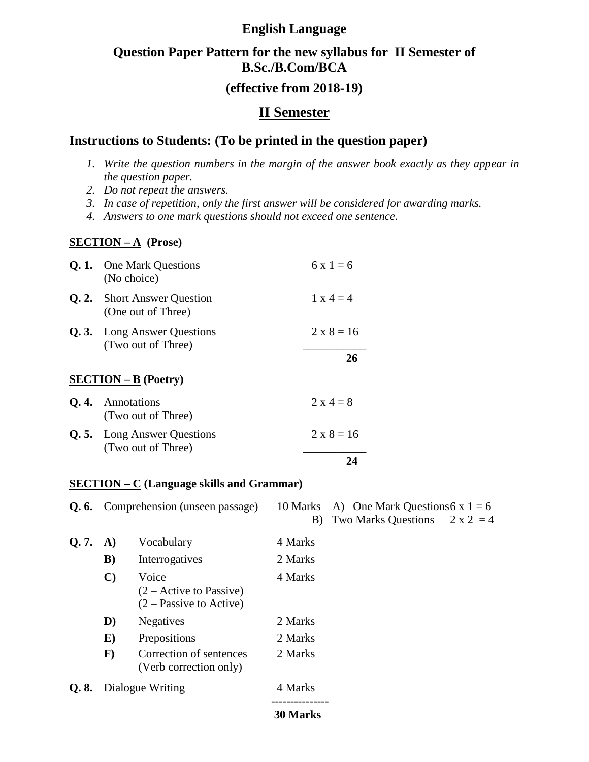# English Language

## Question Paper Pattern for the new syllabus for II Semester of B.Sc./B.Com/BCA

### (effective from 2018-19)

## <u>II Semester</u>

### Instructions to Students: (To be printed in the question paper)

1. *Write the question numbers in the margin of the answer book exactly as they appear in the question paper.*
2. *Do not repeat the answers.*
3. *In case of repetition, only the first answer will be considered for awarding marks.*
4. *Answers to one mark questions should not exceed one sentence.*

**<u>SECTION – A</u> (Prose)**

| | | |
|---|---|---|
| **Q. 1.** | One Mark Questions (No choice) | 6 x 1 = 6 |
| **Q. 2.** | Short Answer Question (One out of Three) | 1 x 4 = 4 |
| **Q. 3.** | Long Answer Questions (Two out of Three) | 2 x 8 = 16 |
| | | **26** |

**<u>SECTION – B</u> (Poetry)**

| | | |
|---|---|---|
| **Q. 4.** | Annotations (Two out of Three) | 2 x 4 = 8 |
| **Q. 5.** | Long Answer Questions (Two out of Three) | 2 x 8 = 16 |
| | | **24** |

**<u>SECTION – C</u> (Language skills and Grammar)**

| | | | | |
|---|---|---|---|---|
| **Q. 6.** | Comprehension (unseen passage) | | 10 Marks | A) One Mark Questions 6 x 1 = 6<br>B) Two Marks Questions 2 x 2 = 4 |
| **Q. 7.** | **A)** | Vocabulary | 4 Marks | |
| | **B)** | Interrogatives | 2 Marks | |
| | **C)** | Voice (2 – Active to Passive) (2 – Passive to Active) | 4 Marks | |
| | **D)** | Negatives | 2 Marks | |
| | **E)** | Prepositions | 2 Marks | |
| | **F)** | Correction of sentences (Verb correction only) | 2 Marks | |
| **Q. 8.** | Dialogue Writing | | 4 Marks | |
| | | | **30 Marks** | |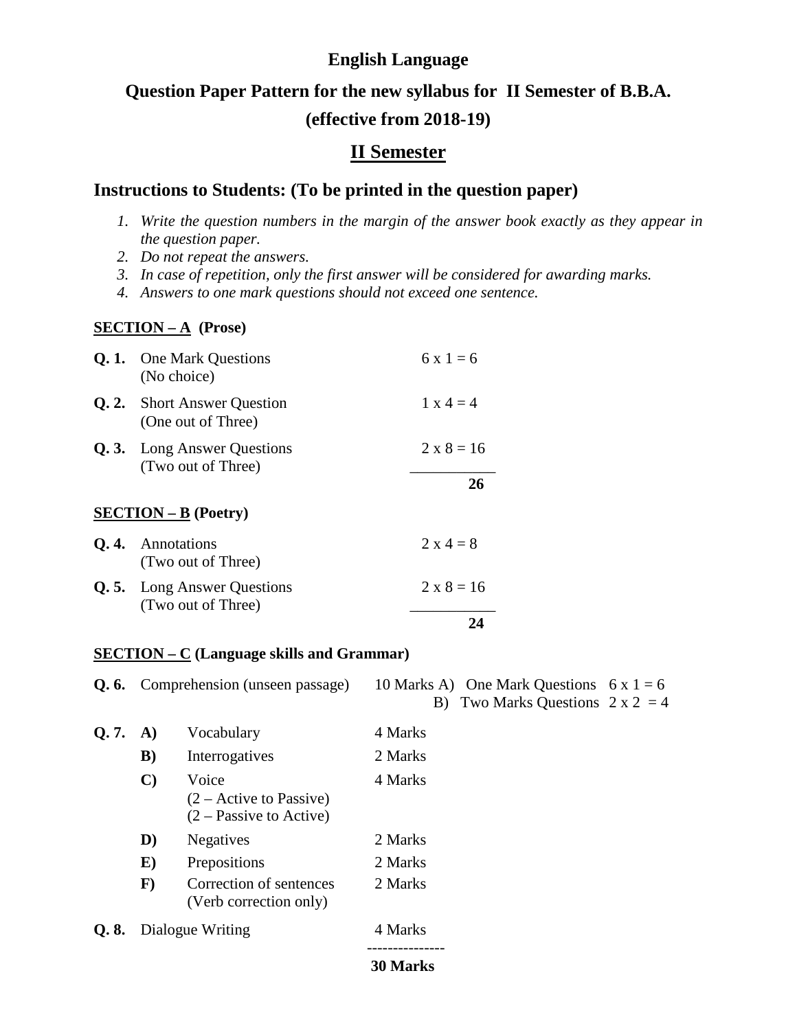# English Language

## Question Paper Pattern for the new syllabus for II Semester of B.B.A.

## (effective from 2018-19)

## II Semester

### Instructions to Students: (To be printed in the question paper)

1. *Write the question numbers in the margin of the answer book exactly as they appear in the question paper.*
2. *Do not repeat the answers.*
3. *In case of repetition, only the first answer will be considered for awarding marks.*
4. *Answers to one mark questions should not exceed one sentence.*

**SECTION – A (Prose)**

| | | |
|---|---|---|
| **Q. 1.** | One Mark Questions (No choice) | 6 x 1 = 6 |
| **Q. 2.** | Short Answer Question (One out of Three) | 1 x 4 = 4 |
| **Q. 3.** | Long Answer Questions (Two out of Three) | 2 x 8 = 16 |
| | | **26** |

**SECTION – B (Poetry)**

| | | |
|---|---|---|
| **Q. 4.** | Annotations (Two out of Three) | 2 x 4 = 8 |
| **Q. 5.** | Long Answer Questions (Two out of Three) | 2 x 8 = 16 |
| | | **24** |

**SECTION – C (Language skills and Grammar)**

| | | | | |
|---|---|---|---|---|
| **Q. 6.** | | Comprehension (unseen passage) | 10 Marks | A) One Mark Questions 6 x 1 = 6<br>B) Two Marks Questions 2 x 2 = 4 |
| **Q. 7.** | **A)** | Vocabulary | 4 Marks | |
| | **B)** | Interrogatives | 2 Marks | |
| | **C)** | Voice (2 – Active to Passive) (2 – Passive to Active) | 4 Marks | |
| | **D)** | Negatives | 2 Marks | |
| | **E)** | Prepositions | 2 Marks | |
| | **F)** | Correction of sentences (Verb correction only) | 2 Marks | |
| **Q. 8.** | | Dialogue Writing | 4 Marks | |
| | | | **30 Marks** | |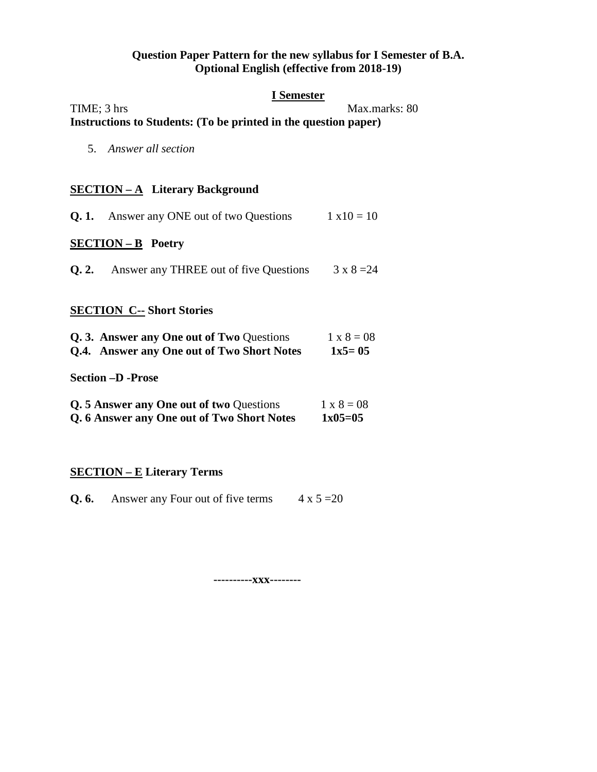**Question Paper Pattern for the new syllabus for I Semester of B.A. Optional English (effective from 2018-19)**

**I Semester**

TIME; 3 hrs Max.marks: 80

**Instructions to Students: (To be printed in the question paper)**

5. *Answer all section*

**SECTION – A Literary Background**

**Q. 1.** Answer any ONE out of two Questions 1 x10 = 10

**SECTION – B Poetry**

**Q. 2.** Answer any THREE out of five Questions 3 x 8 =24

**SECTION C-- Short Stories**

**Q. 3. Answer any One out of Two** Questions 1 x 8 = 08

**Q.4. Answer any One out of Two Short Notes 1x5= 05**

**Section –D -Prose**

**Q. 5 Answer any One out of two** Questions 1 x 8 = 08

**Q. 6 Answer any One out of Two Short Notes 1x05=05**

**SECTION – E Literary Terms**

**Q. 6.** Answer any Four out of five terms 4 x 5 =20

**----------xxx--------**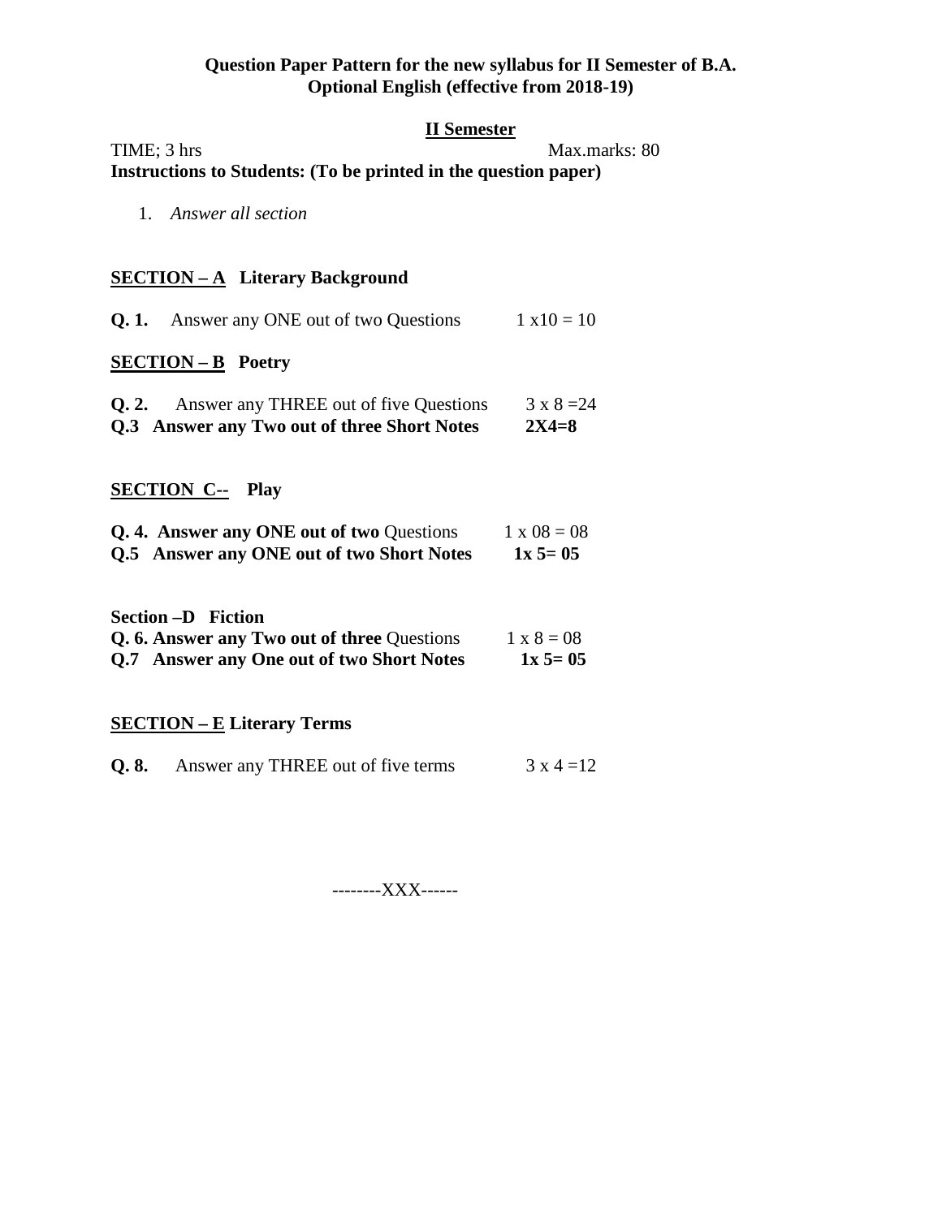**Question Paper Pattern for the new syllabus for II Semester of B.A. Optional English (effective from 2018-19)**

**II Semester**

TIME; 3 hrs Max.marks: 80

**Instructions to Students: (To be printed in the question paper)**

1. *Answer all section*

**SECTION – A Literary Background**

**Q. 1.** Answer any ONE out of two Questions 1 x10 = 10

**SECTION – B Poetry**

**Q. 2.** Answer any THREE out of five Questions 3 x 8 =24

**Q.3 Answer any Two out of three Short Notes 2X4=8**

**SECTION C-- Play**

**Q. 4. Answer any ONE out of two** Questions 1 x 08 = 08

**Q.5 Answer any ONE out of two Short Notes 1x 5= 05**

**Section –D Fiction**

**Q. 6. Answer any Two out of three** Questions 1 x 8 = 08

**Q.7 Answer any One out of two Short Notes 1x 5= 05**

**SECTION – E Literary Terms**

**Q. 8.** Answer any THREE out of five terms 3 x 4 =12

--------XXX------